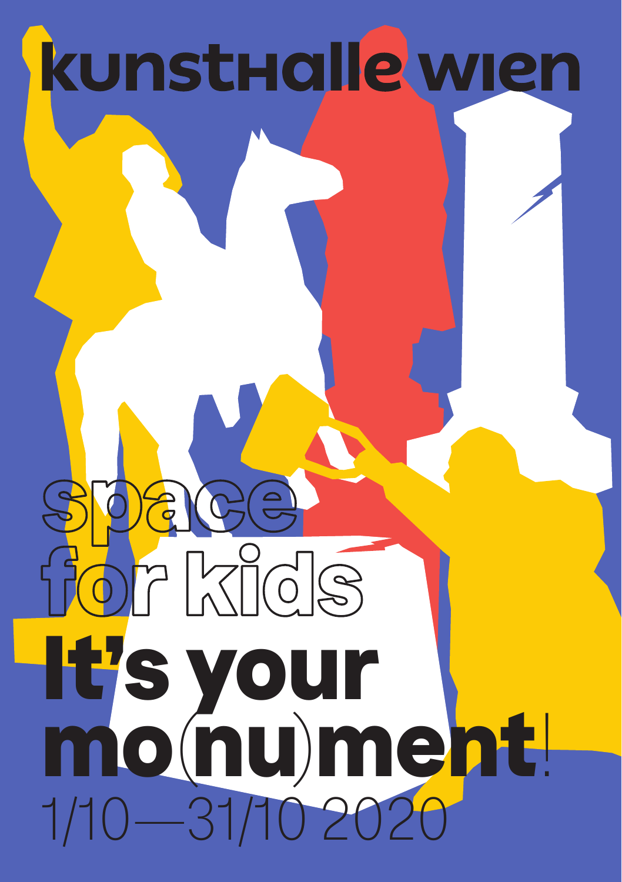# kunsthalle wien

## space for kids

# It's your mo(nu)ment!

1/10—31/10 2020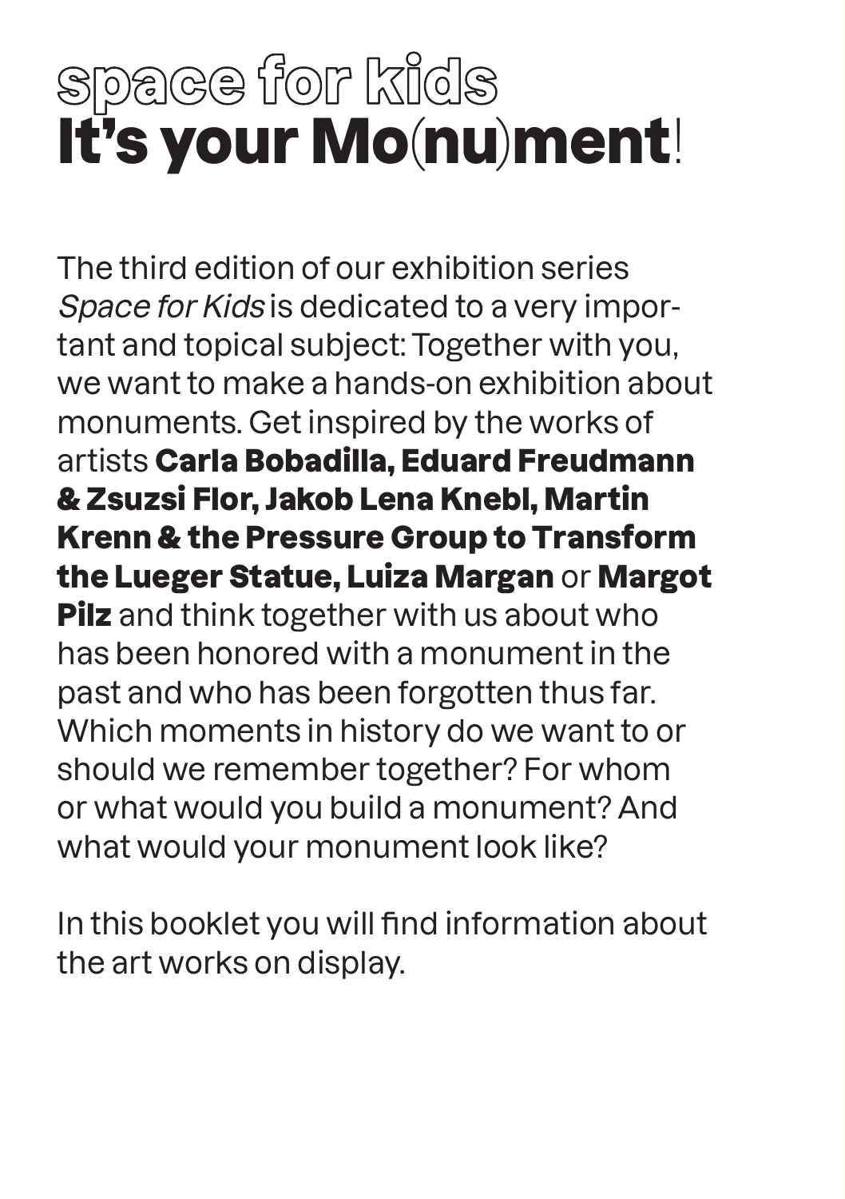# space for kids
# **It's your Mo(nu)ment!**

The third edition of our exhibition series *Space for Kids* is dedicated to a very important and topical subject: Together with you, we want to make a hands-on exhibition about monuments. Get inspired by the works of artists **Carla Bobadilla, Eduard Freudmann & Zsuzsi Flor, Jakob Lena Knebl, Martin Krenn & the Pressure Group to Transform the Lueger Statue, Luiza Margan** or **Margot Pilz** and think together with us about who has been honored with a monument in the past and who has been forgotten thus far. Which moments in history do we want to or should we remember together? For whom or what would you build a monument? And what would your monument look like?

In this booklet you will find information about the art works on display.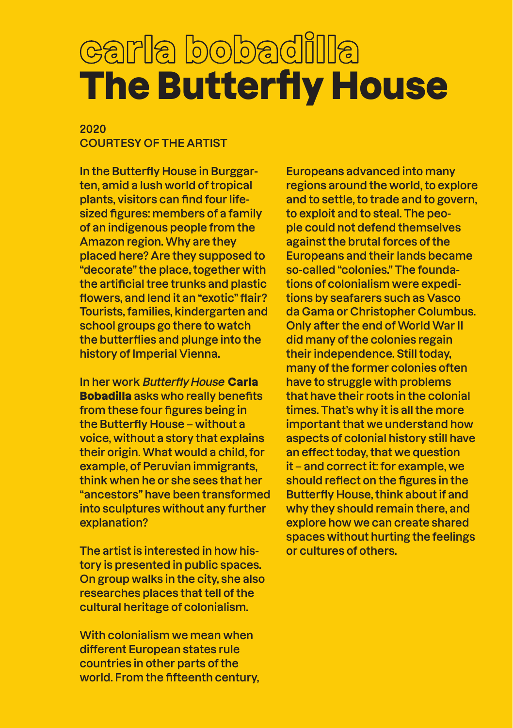# carla bobadilla
# The Butterfly House

2020
COURTESY OF THE ARTIST

In the Butterfly House in Burggarten, amid a lush world of tropical plants, visitors can find four life-sized figures: members of a family of an indigenous people from the Amazon region. Why are they placed here? Are they supposed to "decorate" the place, together with the artificial tree trunks and plastic flowers, and lend it an "exotic" flair? Tourists, families, kindergarten and school groups go there to watch the butterflies and plunge into the history of Imperial Vienna.

In her work *Butterfly House* **Carla Bobadilla** asks who really benefits from these four figures being in the Butterfly House – without a voice, without a story that explains their origin. What would a child, for example, of Peruvian immigrants, think when he or she sees that her "ancestors" have been transformed into sculptures without any further explanation?

The artist is interested in how history is presented in public spaces. On group walks in the city, she also researches places that tell of the cultural heritage of colonialism.

With colonialism we mean when different European states rule countries in other parts of the world. From the fifteenth century, Europeans advanced into many regions around the world, to explore and to settle, to trade and to govern, to exploit and to steal. The people could not defend themselves against the brutal forces of the Europeans and their lands became so-called "colonies." The foundations of colonialism were expeditions by seafarers such as Vasco da Gama or Christopher Columbus. Only after the end of World War II did many of the colonies regain their independence. Still today, many of the former colonies often have to struggle with problems that have their roots in the colonial times. That's why it is all the more important that we understand how aspects of colonial history still have an effect today, that we question it – and correct it: for example, we should reflect on the figures in the Butterfly House, think about if and why they should remain there, and explore how we can create shared spaces without hurting the feelings or cultures of others.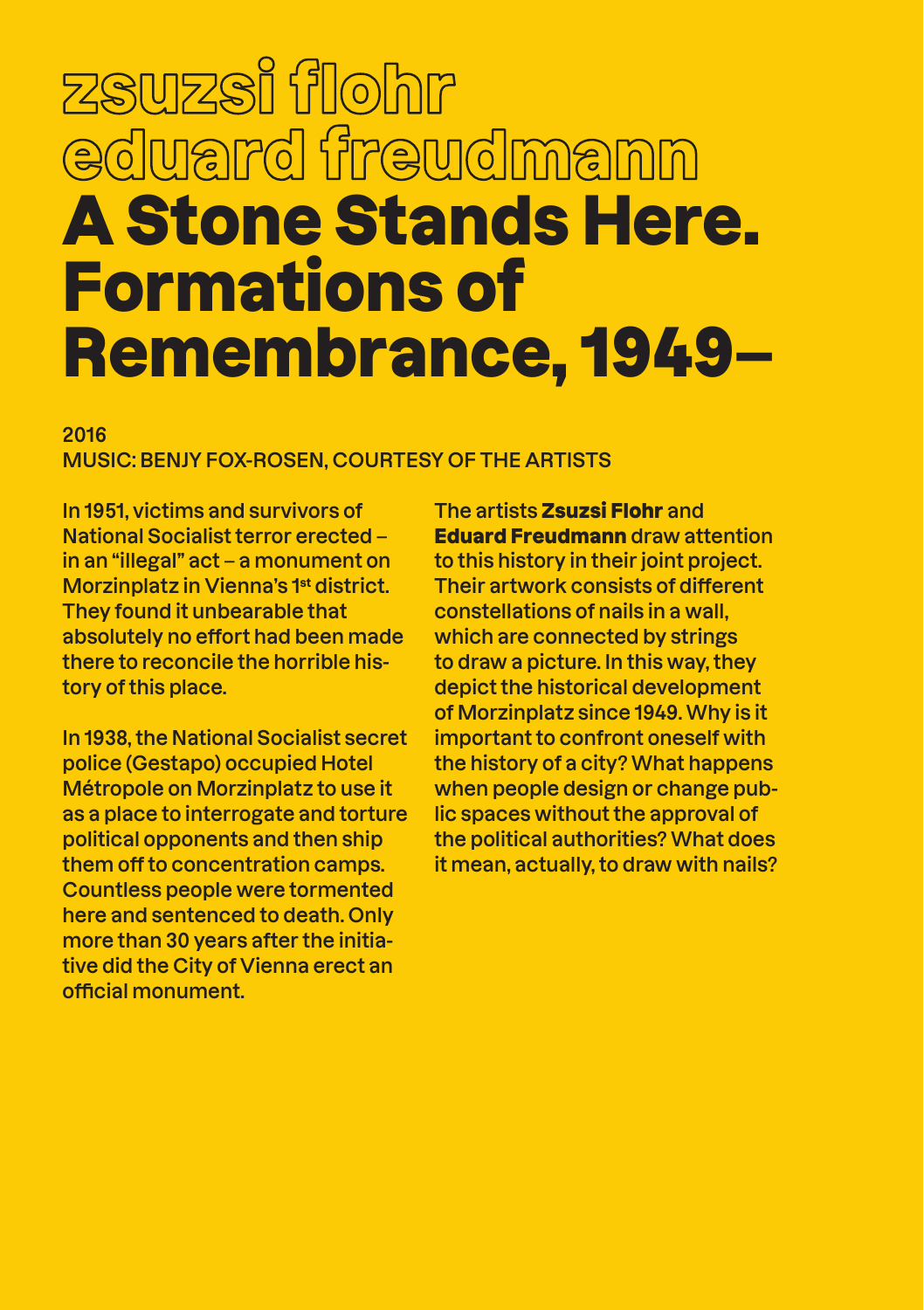# zsuzsi flohr eduard freudmann

# A Stone Stands Here. Formations of Remembrance, 1949–

2016
MUSIC: BENJY FOX-ROSEN, COURTESY OF THE ARTISTS

In 1951, victims and survivors of National Socialist terror erected – in an "illegal" act – a monument on Morzinplatz in Vienna's 1st district. They found it unbearable that absolutely no effort had been made there to reconcile the horrible history of this place.

In 1938, the National Socialist secret police (Gestapo) occupied Hotel Métropole on Morzinplatz to use it as a place to interrogate and torture political opponents and then ship them off to concentration camps. Countless people were tormented here and sentenced to death. Only more than 30 years after the initiative did the City of Vienna erect an official monument.

The artists **Zsuzsi Flohr** and **Eduard Freudmann** draw attention to this history in their joint project. Their artwork consists of different constellations of nails in a wall, which are connected by strings to draw a picture. In this way, they depict the historical development of Morzinplatz since 1949. Why is it important to confront oneself with the history of a city? What happens when people design or change public spaces without the approval of the political authorities? What does it mean, actually, to draw with nails?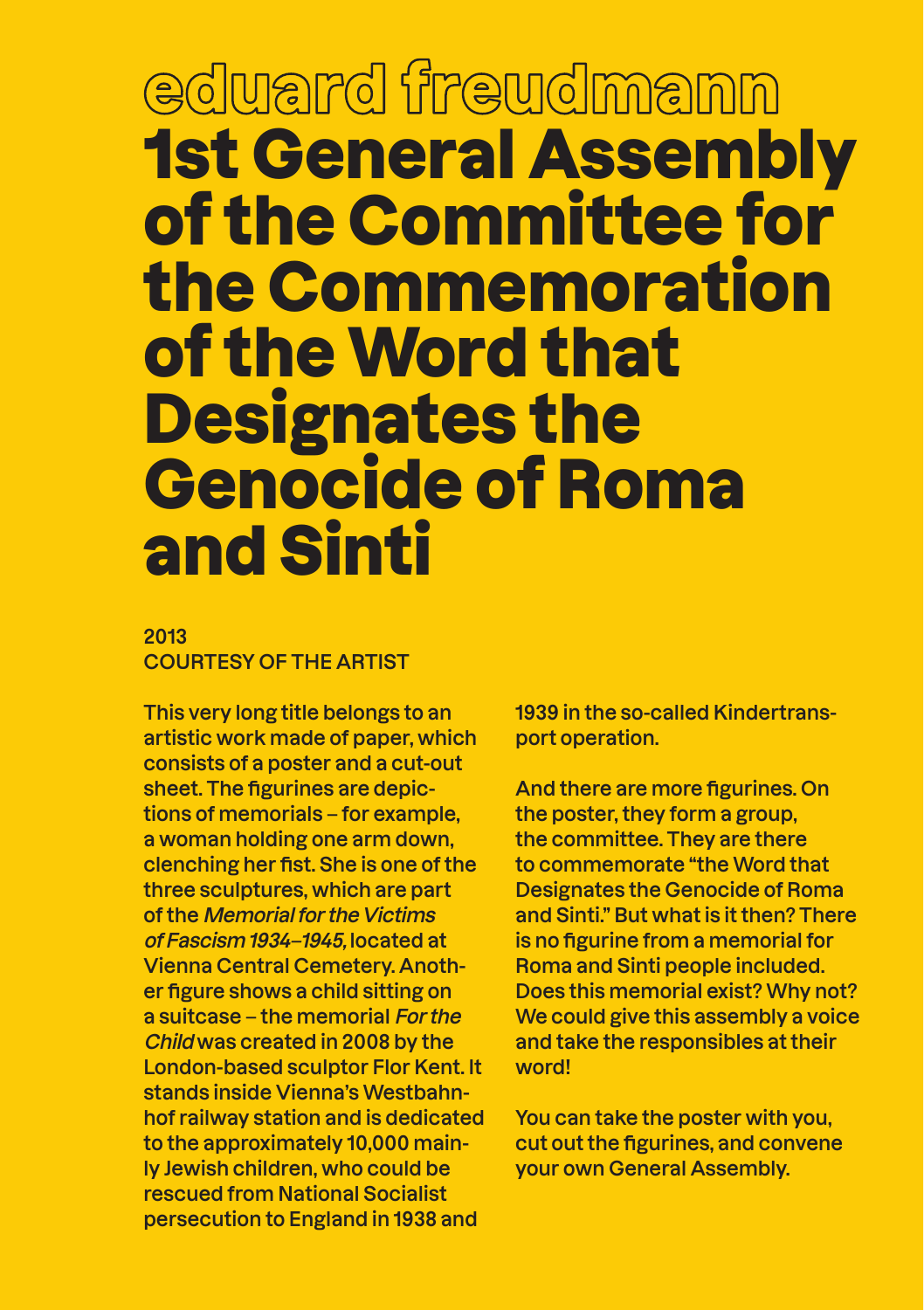## eduard freudmann

# 1st General Assembly of the Committee for the Commemoration of the Word that Designates the Genocide of Roma and Sinti

2013
COURTESY OF THE ARTIST

This very long title belongs to an artistic work made of paper, which consists of a poster and a cut-out sheet. The figurines are depictions of memorials – for example, a woman holding one arm down, clenching her fist. She is one of the three sculptures, which are part of the *Memorial for the Victims of Fascism 1934–1945*, located at Vienna Central Cemetery. Another figure shows a child sitting on a suitcase – the memorial *For the Child* was created in 2008 by the London-based sculptor Flor Kent. It stands inside Vienna's Westbahnhof railway station and is dedicated to the approximately 10,000 mainly Jewish children, who could be rescued from National Socialist persecution to England in 1938 and 1939 in the so-called Kindertransport operation.

And there are more figurines. On the poster, they form a group, the committee. They are there to commemorate "the Word that Designates the Genocide of Roma and Sinti." But what is it then? There is no figurine from a memorial for Roma and Sinti people included. Does this memorial exist? Why not? We could give this assembly a voice and take the responsibles at their word!

You can take the poster with you, cut out the figurines, and convene your own General Assembly.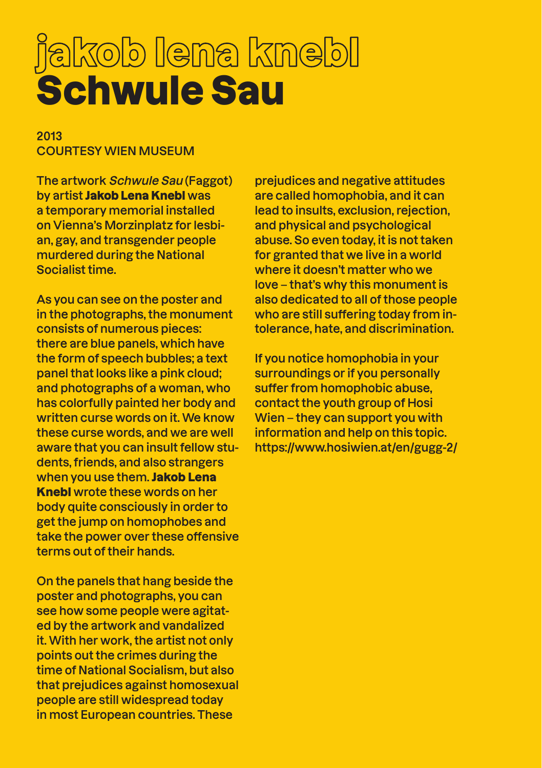# jakob lena knebl
# Schwule Sau

2013
COURTESY WIEN MUSEUM

The artwork *Schwule Sau* (Faggot) by artist **Jakob Lena Knebl** was a temporary memorial installed on Vienna's Morzinplatz for lesbian, gay, and transgender people murdered during the National Socialist time.

As you can see on the poster and in the photographs, the monument consists of numerous pieces: there are blue panels, which have the form of speech bubbles; a text panel that looks like a pink cloud; and photographs of a woman, who has colorfully painted her body and written curse words on it. We know these curse words, and we are well aware that you can insult fellow students, friends, and also strangers when you use them. **Jakob Lena Knebl** wrote these words on her body quite consciously in order to get the jump on homophobes and take the power over these offensive terms out of their hands.

On the panels that hang beside the poster and photographs, you can see how some people were agitated by the artwork and vandalized it. With her work, the artist not only points out the crimes during the time of National Socialism, but also that prejudices against homosexual people are still widespread today in most European countries. These prejudices and negative attitudes are called homophobia, and it can lead to insults, exclusion, rejection, and physical and psychological abuse. So even today, it is not taken for granted that we live in a world where it doesn't matter who we love – that's why this monument is also dedicated to all of those people who are still suffering today from intolerance, hate, and discrimination.

If you notice homophobia in your surroundings or if you personally suffer from homophobic abuse, contact the youth group of Hosi Wien – they can support you with information and help on this topic. https://www.hosiwien.at/en/gugg-2/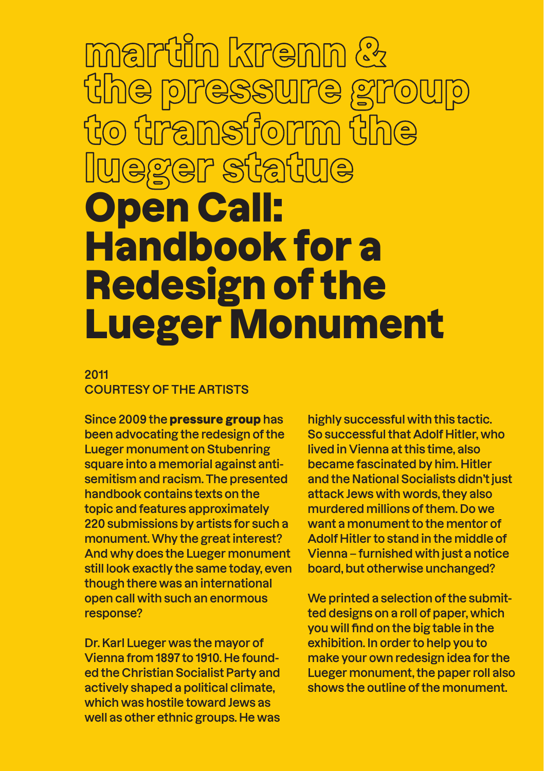# martin krenn & the pressure group to transform the lueger statue

# Open Call: Handbook for a Redesign of the Lueger Monument

2011
COURTESY OF THE ARTISTS

Since 2009 the **pressure group** has been advocating the redesign of the Lueger monument on Stubenring square into a memorial against antisemitism and racism. The presented handbook contains texts on the topic and features approximately 220 submissions by artists for such a monument. Why the great interest? And why does the Lueger monument still look exactly the same today, even though there was an international open call with such an enormous response?

Dr. Karl Lueger was the mayor of Vienna from 1897 to 1910. He founded the Christian Socialist Party and actively shaped a political climate, which was hostile toward Jews as well as other ethnic groups. He was highly successful with this tactic. So successful that Adolf Hitler, who lived in Vienna at this time, also became fascinated by him. Hitler and the National Socialists didn't just attack Jews with words, they also murdered millions of them. Do we want a monument to the mentor of Adolf Hitler to stand in the middle of Vienna – furnished with just a notice board, but otherwise unchanged?

We printed a selection of the submitted designs on a roll of paper, which you will find on the big table in the exhibition. In order to help you to make your own redesign idea for the Lueger monument, the paper roll also shows the outline of the monument.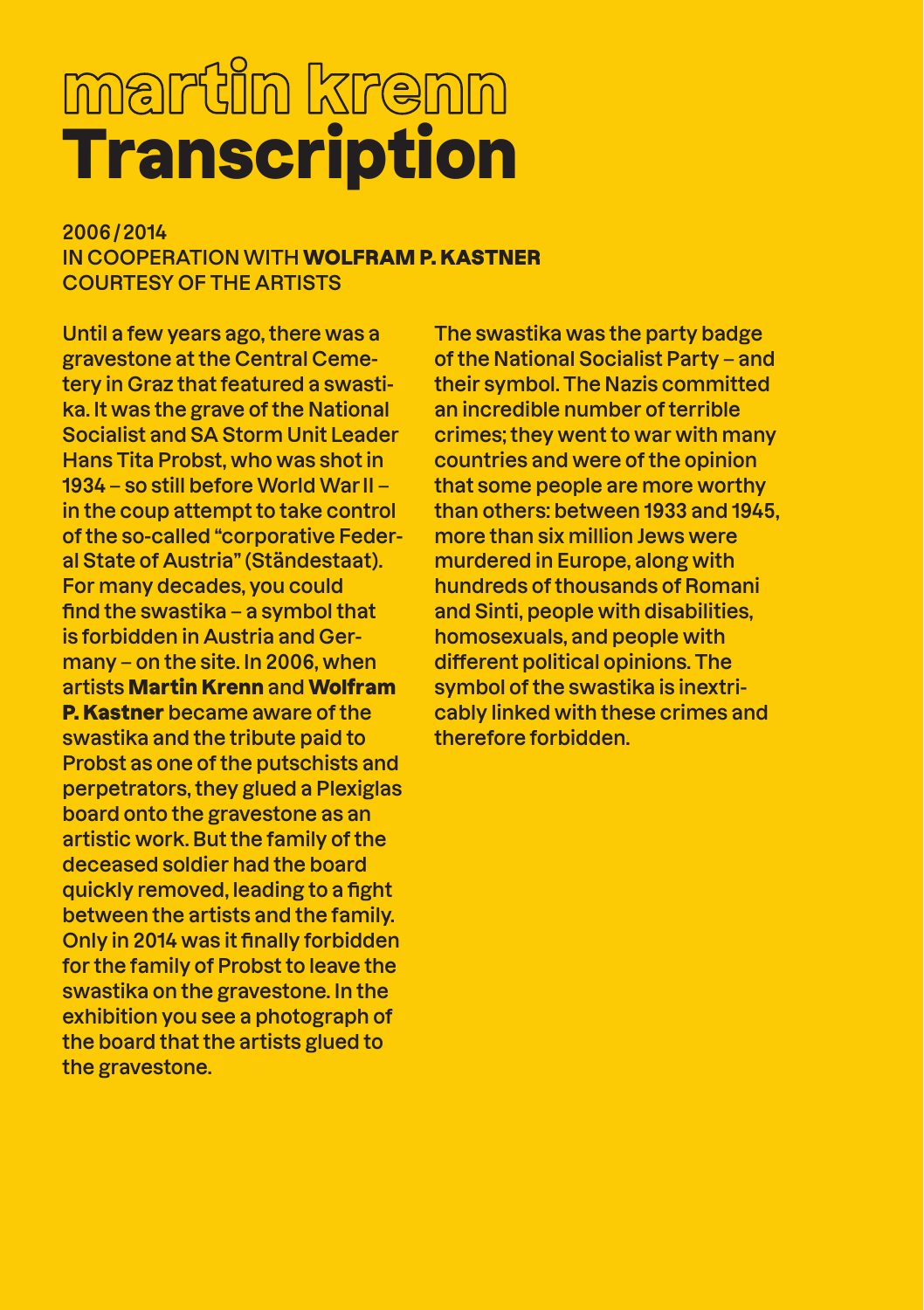# martin krenn
# Transcription

2006 / 2014
IN COOPERATION WITH **WOLFRAM P. KASTNER**
COURTESY OF THE ARTISTS

Until a few years ago, there was a gravestone at the Central Cemetery in Graz that featured a swastika. It was the grave of the National Socialist and SA Storm Unit Leader Hans Tita Probst, who was shot in 1934 – so still before World War II – in the coup attempt to take control of the so-called "corporative Federal State of Austria" (Ständestaat). For many decades, you could find the swastika – a symbol that is forbidden in Austria and Germany – on the site. In 2006, when artists **Martin Krenn** and **Wolfram P. Kastner** became aware of the swastika and the tribute paid to Probst as one of the putschists and perpetrators, they glued a Plexiglas board onto the gravestone as an artistic work. But the family of the deceased soldier had the board quickly removed, leading to a fight between the artists and the family. Only in 2014 was it finally forbidden for the family of Probst to leave the swastika on the gravestone. In the exhibition you see a photograph of the board that the artists glued to the gravestone.

The swastika was the party badge of the National Socialist Party – and their symbol. The Nazis committed an incredible number of terrible crimes; they went to war with many countries and were of the opinion that some people are more worthy than others: between 1933 and 1945, more than six million Jews were murdered in Europe, along with hundreds of thousands of Romani and Sinti, people with disabilities, homosexuals, and people with different political opinions. The symbol of the swastika is inextricably linked with these crimes and therefore forbidden.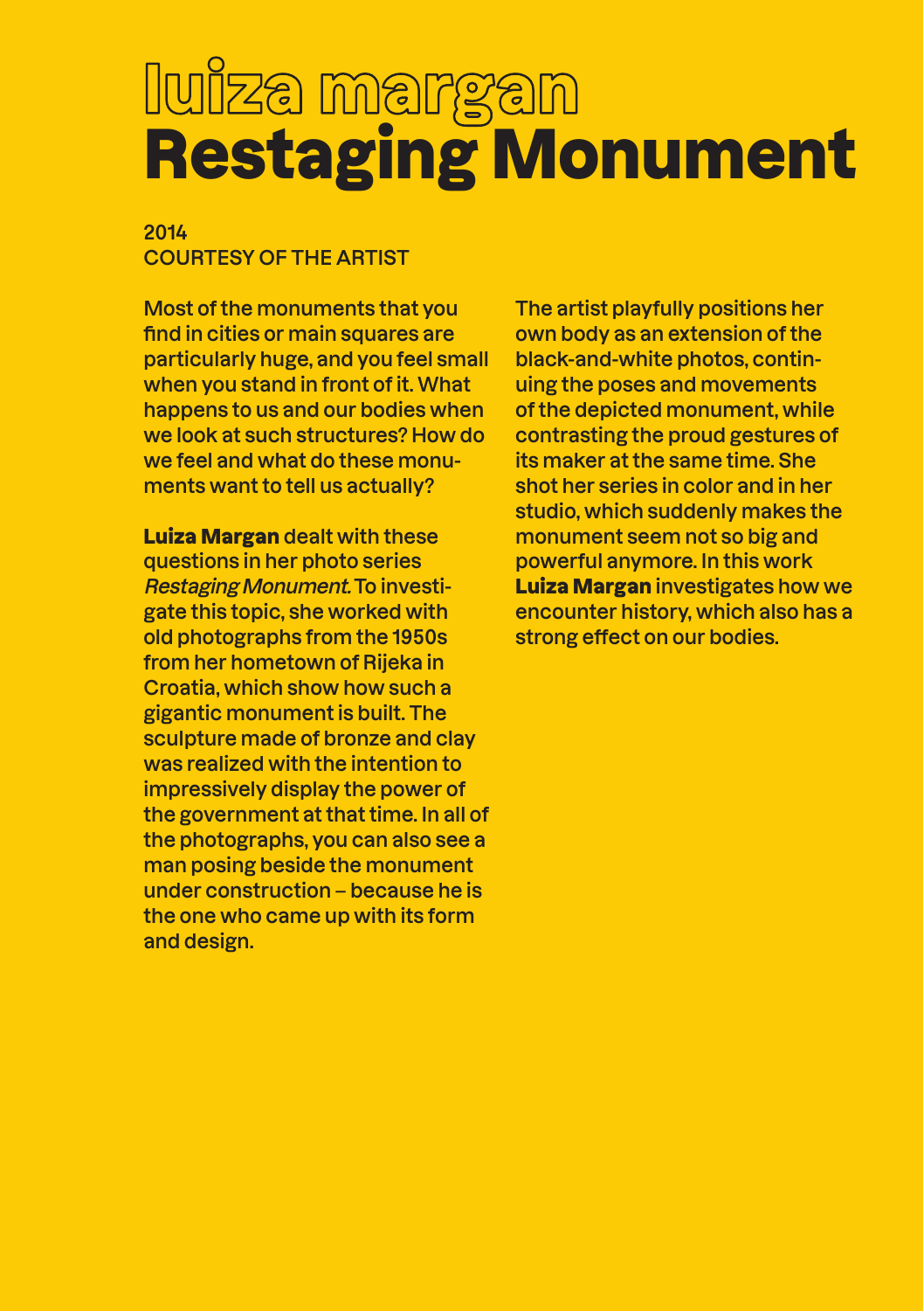# luiza margan
# Restaging Monument

2014
COURTESY OF THE ARTIST

Most of the monuments that you find in cities or main squares are particularly huge, and you feel small when you stand in front of it. What happens to us and our bodies when we look at such structures? How do we feel and what do these monuments want to tell us actually?

**Luiza Margan** dealt with these questions in her photo series *Restaging Monument.* To investigate this topic, she worked with old photographs from the 1950s from her hometown of Rijeka in Croatia, which show how such a gigantic monument is built. The sculpture made of bronze and clay was realized with the intention to impressively display the power of the government at that time. In all of the photographs, you can also see a man posing beside the monument under construction – because he is the one who came up with its form and design.

The artist playfully positions her own body as an extension of the black-and-white photos, continuing the poses and movements of the depicted monument, while contrasting the proud gestures of its maker at the same time. She shot her series in color and in her studio, which suddenly makes the monument seem not so big and powerful anymore. In this work **Luiza Margan** investigates how we encounter history, which also has a strong effect on our bodies.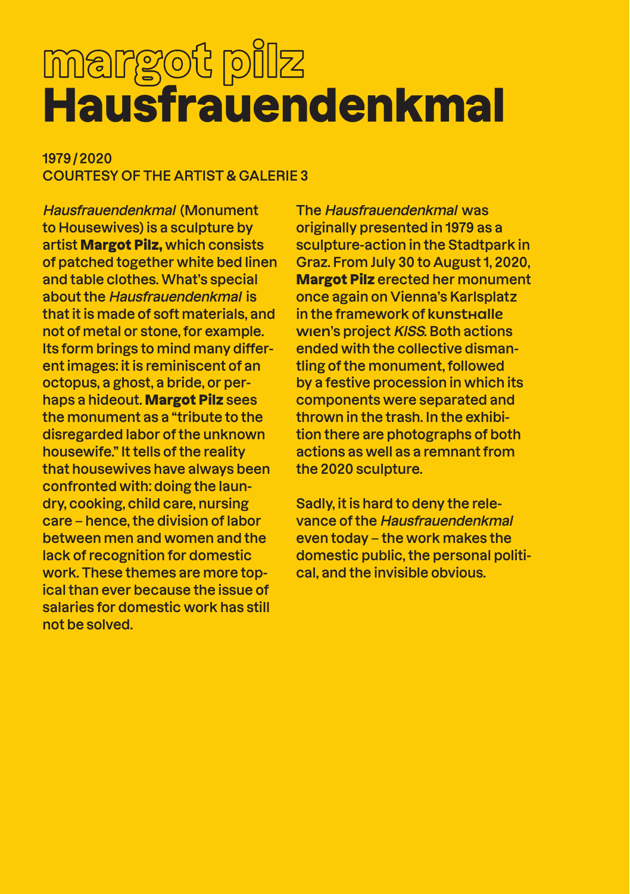# margot pilz
# Hausfrauendenkmal

1979 / 2020
COURTESY OF THE ARTIST & GALERIE 3

*Hausfrauendenkmal* (Monument to Housewives) is a sculpture by artist **Margot Pilz,** which consists of patched together white bed linen and table clothes. What's special about the *Hausfrauendenkmal* is that it is made of soft materials, and not of metal or stone, for example. Its form brings to mind many different images: it is reminiscent of an octopus, a ghost, a bride, or perhaps a hideout. **Margot Pilz** sees the monument as a "tribute to the disregarded labor of the unknown housewife." It tells of the reality that housewives have always been confronted with: doing the laundry, cooking, child care, nursing care – hence, the division of labor between men and women and the lack of recognition for domestic work. These themes are more topical than ever because the issue of salaries for domestic work has still not be solved.

The *Hausfrauendenkmal* was originally presented in 1979 as a sculpture-action in the Stadtpark in Graz. From July 30 to August 1, 2020, **Margot Pilz** erected her monument once again on Vienna's Karlsplatz in the framework of kunsthalle wien's project *KISS*. Both actions ended with the collective dismantling of the monument, followed by a festive procession in which its components were separated and thrown in the trash. In the exhibition there are photographs of both actions as well as a remnant from the 2020 sculpture.

Sadly, it is hard to deny the relevance of the *Hausfrauendenkmal* even today – the work makes the domestic public, the personal political, and the invisible obvious.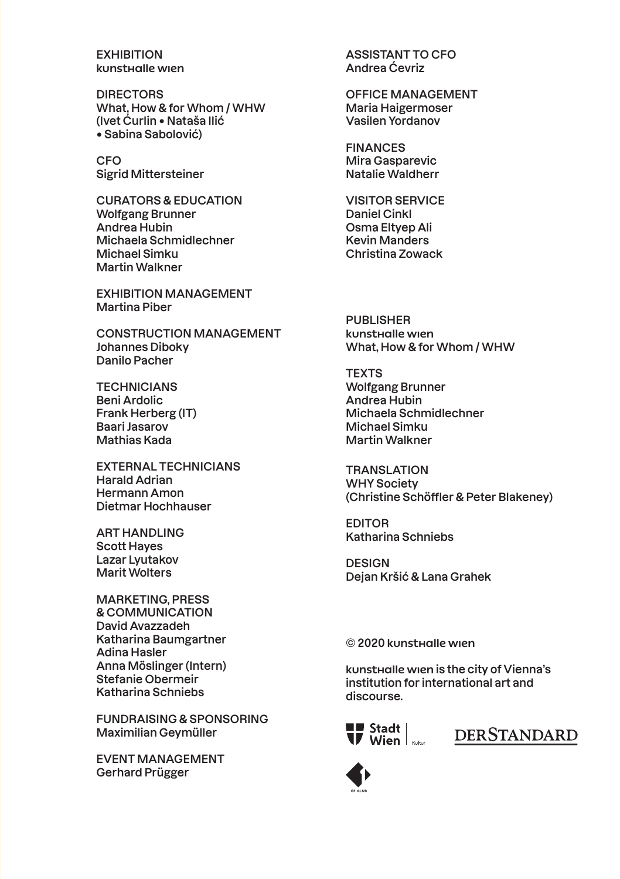**EXHIBITION**
kunsthalle wien

**DIRECTORS**
What, How & for Whom / WHW
(Ivet Ćurlin • Nataša Ilić
• Sabina Sabolović)

**CFO**
Sigrid Mittersteiner

**CURATORS & EDUCATION**
Wolfgang Brunner
Andrea Hubin
Michaela Schmidlechner
Michael Simku
Martin Walkner

**EXHIBITION MANAGEMENT**
Martina Piber

**CONSTRUCTION MANAGEMENT**
Johannes Diboky
Danilo Pacher

**TECHNICIANS**
Beni Ardolic
Frank Herberg (IT)
Baari Jasarov
Mathias Kada

**EXTERNAL TECHNICIANS**
Harald Adrian
Hermann Amon
Dietmar Hochhauser

**ART HANDLING**
Scott Hayes
Lazar Lyutakov
Marit Wolters

**MARKETING, PRESS & COMMUNICATION**
David Avazzadeh
Katharina Baumgartner
Adina Hasler
Anna Möslinger (Intern)
Stefanie Obermeir
Katharina Schniebs

**FUNDRAISING & SPONSORING**
Maximilian Geymüller

**EVENT MANAGEMENT**
Gerhard Prügger

**ASSISTANT TO CFO**
Andrea Ćevriz

**OFFICE MANAGEMENT**
Maria Haigermoser
Vasilen Yordanov

**FINANCES**
Mira Gasparevic
Natalie Waldherr

**VISITOR SERVICE**
Daniel Cinkl
Osma Eltyep Ali
Kevin Manders
Christina Zowack

**PUBLISHER**
kunsthalle wien
What, How & for Whom / WHW

**TEXTS**
Wolfgang Brunner
Andrea Hubin
Michaela Schmidlechner
Michael Simku
Martin Walkner

**TRANSLATION**
WHY Society
(Christine Schöffler & Peter Blakeney)

**EDITOR**
Katharina Schniebs

**DESIGN**
Dejan Kršić & Lana Grahek

© 2020 kunsthalle wien

kunsthalle wien is the city of Vienna's institution for international art and discourse.

Stadt Wien Kultur | DER STANDARD | Ö1 CLUB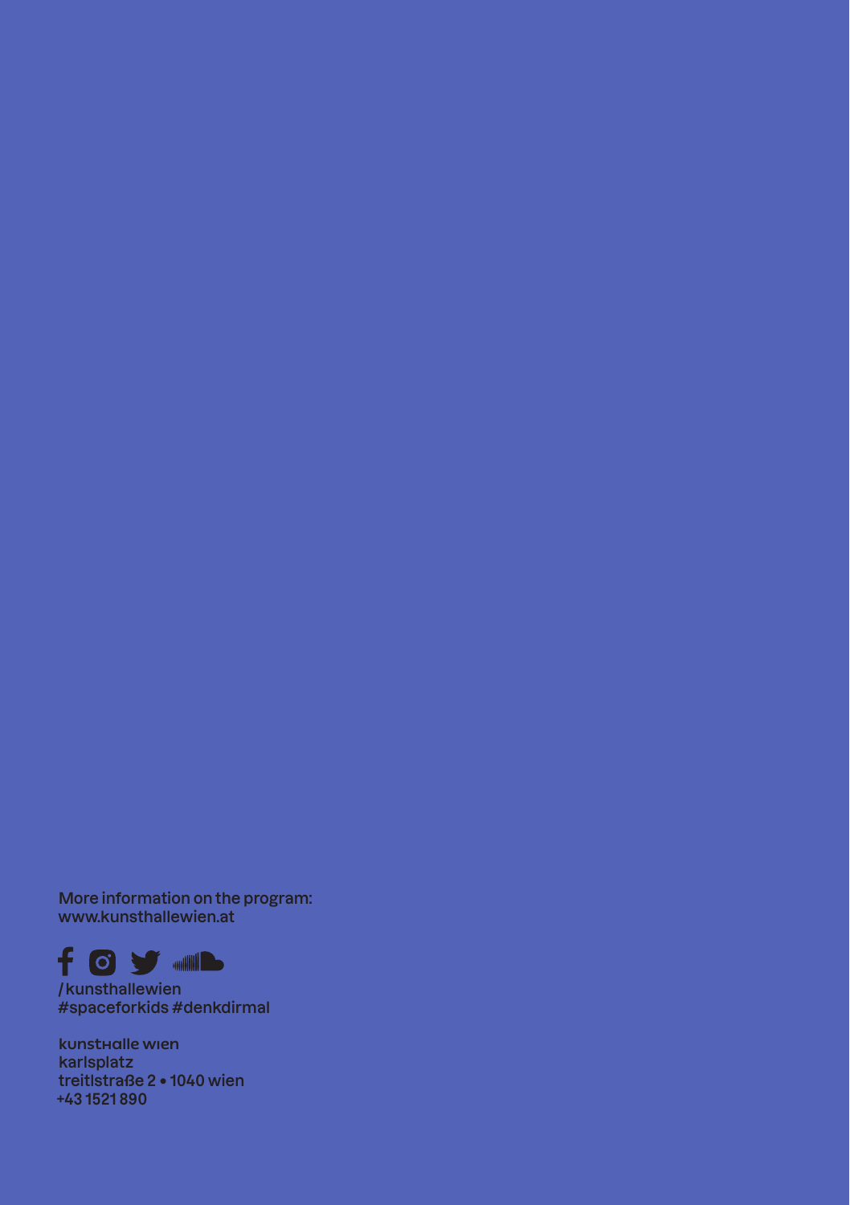More information on the program:
www.kunsthallewien.at

/kunsthallewien
#spaceforkids #denkdirmal

kunsthalle wien
karlsplatz
treitlstraße 2 • 1040 wien
+43 1521 890